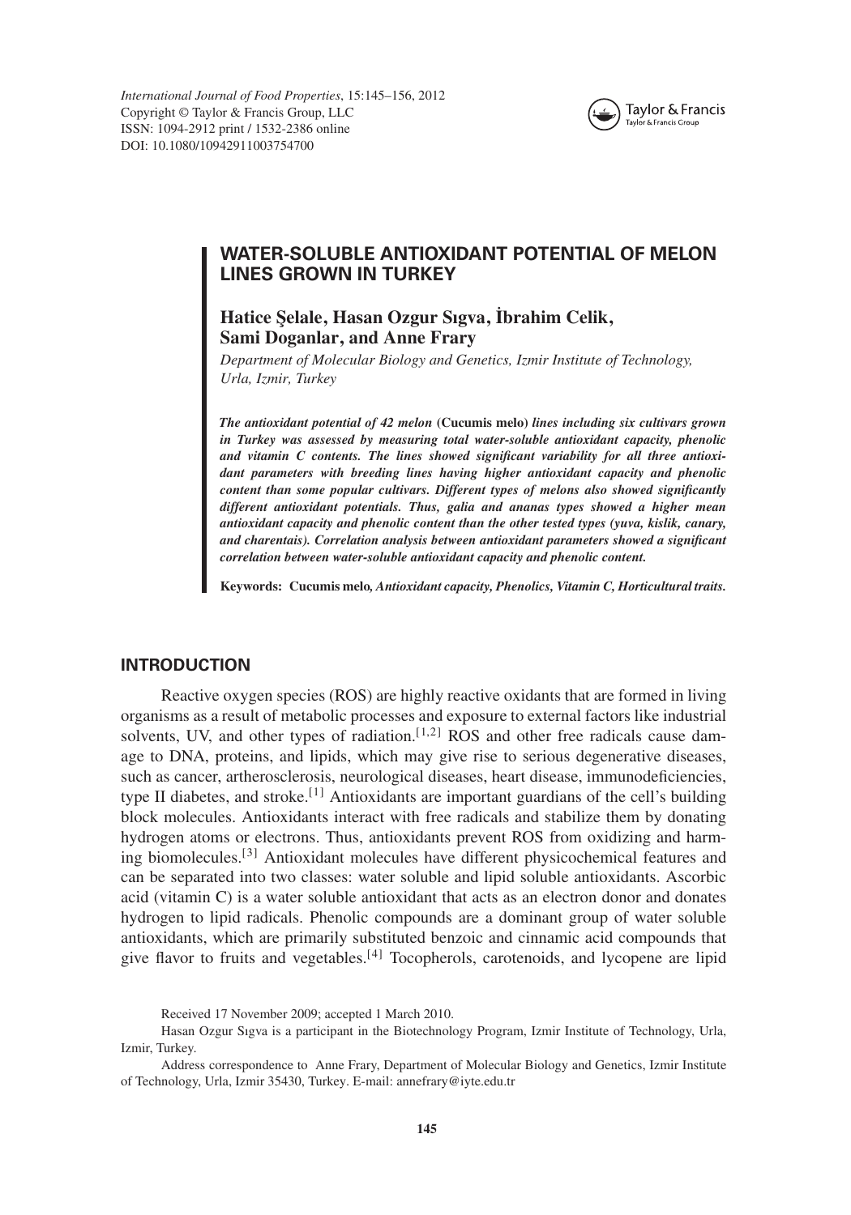# WATER-SOLUBLE ANTIOXIDANT POTENTIAL OF MELON LINES GROWN IN TURKEY

**Hatice Şelale, Hasan Ozgur Sıgva, İbrahim Celik, Sami Doganlar, and Anne Frary**

*Department of Molecular Biology and Genetics, Izmir Institute of Technology, Urla, Izmir, Turkey*

***The antioxidant potential of 42 melon* (Cucumis melo) *lines including six cultivars grown in Turkey was assessed by measuring total water-soluble antioxidant capacity, phenolic and vitamin C contents. The lines showed significant variability for all three antioxidant parameters with breeding lines having higher antioxidant capacity and phenolic content than some popular cultivars. Different types of melons also showed significantly different antioxidant potentials. Thus, galia and ananas types showed a higher mean antioxidant capacity and phenolic content than the other tested types (yuva, kislik, canary, and charentais). Correlation analysis between antioxidant parameters showed a significant correlation between water-soluble antioxidant capacity and phenolic content.***

**Keywords:** **Cucumis melo*****, Antioxidant capacity, Phenolics, Vitamin C, Horticultural traits.***

## INTRODUCTION

Reactive oxygen species (ROS) are highly reactive oxidants that are formed in living organisms as a result of metabolic processes and exposure to external factors like industrial solvents, UV, and other types of radiation.[1,2] ROS and other free radicals cause damage to DNA, proteins, and lipids, which may give rise to serious degenerative diseases, such as cancer, artherosclerosis, neurological diseases, heart disease, immunodeficiencies, type II diabetes, and stroke.[1] Antioxidants are important guardians of the cell's building block molecules. Antioxidants interact with free radicals and stabilize them by donating hydrogen atoms or electrons. Thus, antioxidants prevent ROS from oxidizing and harming biomolecules.[3] Antioxidant molecules have different physicochemical features and can be separated into two classes: water soluble and lipid soluble antioxidants. Ascorbic acid (vitamin C) is a water soluble antioxidant that acts as an electron donor and donates hydrogen to lipid radicals. Phenolic compounds are a dominant group of water soluble antioxidants, which are primarily substituted benzoic and cinnamic acid compounds that give flavor to fruits and vegetables.[4] Tocopherols, carotenoids, and lycopene are lipid

Received 17 November 2009; accepted 1 March 2010.

Hasan Ozgur Sıgva is a participant in the Biotechnology Program, Izmir Institute of Technology, Urla, Izmir, Turkey.

Address correspondence to Anne Frary, Department of Molecular Biology and Genetics, Izmir Institute of Technology, Urla, Izmir 35430, Turkey. E-mail: annefrary@iyte.edu.tr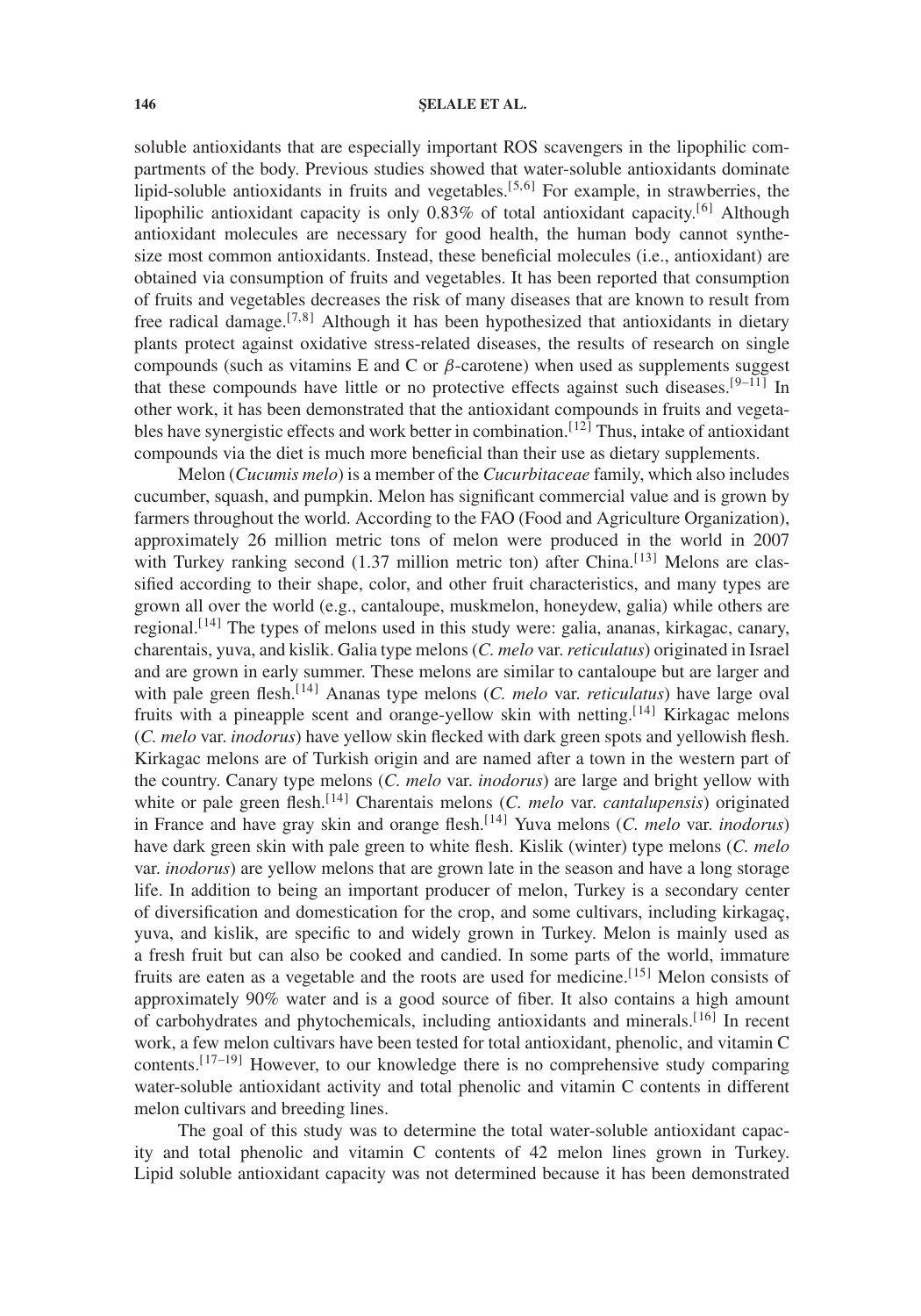soluble antioxidants that are especially important ROS scavengers in the lipophilic compartments of the body. Previous studies showed that water-soluble antioxidants dominate lipid-soluble antioxidants in fruits and vegetables.[5,6] For example, in strawberries, the lipophilic antioxidant capacity is only 0.83% of total antioxidant capacity.[6] Although antioxidant molecules are necessary for good health, the human body cannot synthesize most common antioxidants. Instead, these beneficial molecules (i.e., antioxidant) are obtained via consumption of fruits and vegetables. It has been reported that consumption of fruits and vegetables decreases the risk of many diseases that are known to result from free radical damage.[7,8] Although it has been hypothesized that antioxidants in dietary plants protect against oxidative stress-related diseases, the results of research on single compounds (such as vitamins E and C or $\beta$-carotene) when used as supplements suggest that these compounds have little or no protective effects against such diseases.[9–11] In other work, it has been demonstrated that the antioxidant compounds in fruits and vegetables have synergistic effects and work better in combination.[12] Thus, intake of antioxidant compounds via the diet is much more beneficial than their use as dietary supplements.

Melon (*Cucumis melo*) is a member of the *Cucurbitaceae* family, which also includes cucumber, squash, and pumpkin. Melon has significant commercial value and is grown by farmers throughout the world. According to the FAO (Food and Agriculture Organization), approximately 26 million metric tons of melon were produced in the world in 2007 with Turkey ranking second (1.37 million metric ton) after China.[13] Melons are classified according to their shape, color, and other fruit characteristics, and many types are grown all over the world (e.g., cantaloupe, muskmelon, honeydew, galia) while others are regional.[14] The types of melons used in this study were: galia, ananas, kirkagac, canary, charentais, yuva, and kislik. Galia type melons (*C. melo* var. *reticulatus*) originated in Israel and are grown in early summer. These melons are similar to cantaloupe but are larger and with pale green flesh.[14] Ananas type melons (*C. melo* var. *reticulatus*) have large oval fruits with a pineapple scent and orange-yellow skin with netting.[14] Kirkagac melons (*C. melo* var. *inodorus*) have yellow skin flecked with dark green spots and yellowish flesh. Kirkagac melons are of Turkish origin and are named after a town in the western part of the country. Canary type melons (*C. melo* var. *inodorus*) are large and bright yellow with white or pale green flesh.[14] Charentais melons (*C. melo* var. *cantalupensis*) originated in France and have gray skin and orange flesh.[14] Yuva melons (*C. melo* var. *inodorus*) have dark green skin with pale green to white flesh. Kislik (winter) type melons (*C. melo* var. *inodorus*) are yellow melons that are grown late in the season and have a long storage life. In addition to being an important producer of melon, Turkey is a secondary center of diversification and domestication for the crop, and some cultivars, including kirkagaç, yuva, and kislik, are specific to and widely grown in Turkey. Melon is mainly used as a fresh fruit but can also be cooked and candied. In some parts of the world, immature fruits are eaten as a vegetable and the roots are used for medicine.[15] Melon consists of approximately 90% water and is a good source of fiber. It also contains a high amount of carbohydrates and phytochemicals, including antioxidants and minerals.[16] In recent work, a few melon cultivars have been tested for total antioxidant, phenolic, and vitamin C contents.[17–19] However, to our knowledge there is no comprehensive study comparing water-soluble antioxidant activity and total phenolic and vitamin C contents in different melon cultivars and breeding lines.

The goal of this study was to determine the total water-soluble antioxidant capacity and total phenolic and vitamin C contents of 42 melon lines grown in Turkey. Lipid soluble antioxidant capacity was not determined because it has been demonstrated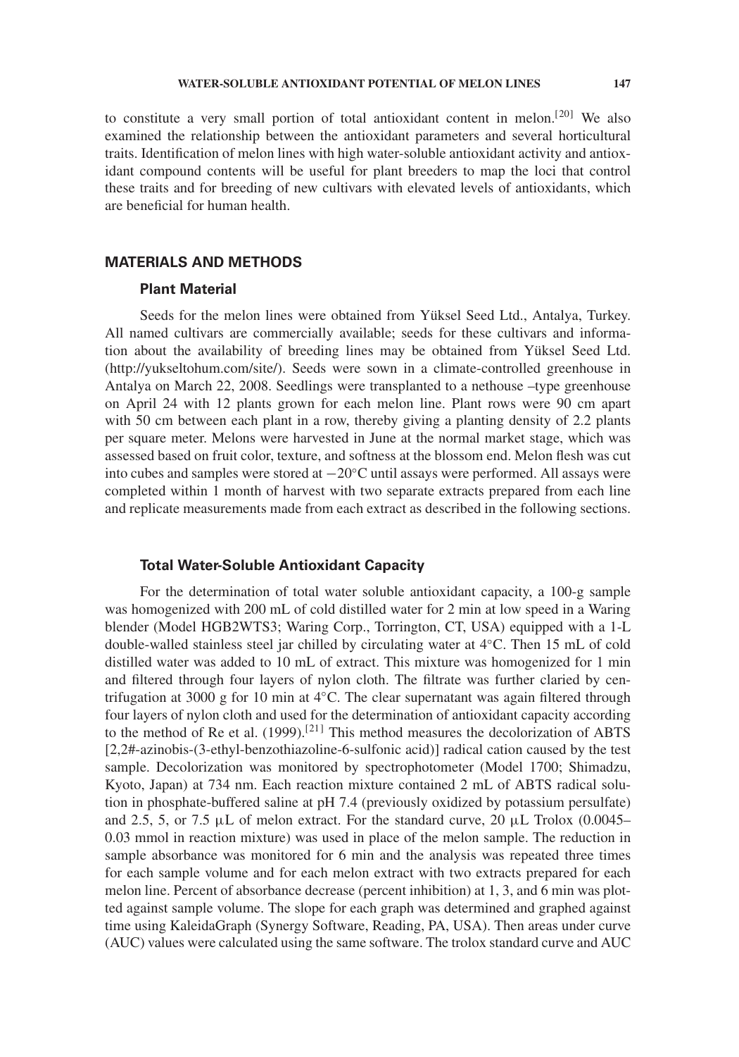to constitute a very small portion of total antioxidant content in melon.[20] We also examined the relationship between the antioxidant parameters and several horticultural traits. Identification of melon lines with high water-soluble antioxidant activity and antioxidant compound contents will be useful for plant breeders to map the loci that control these traits and for breeding of new cultivars with elevated levels of antioxidants, which are beneficial for human health.

## MATERIALS AND METHODS

### Plant Material

Seeds for the melon lines were obtained from Yüksel Seed Ltd., Antalya, Turkey. All named cultivars are commercially available; seeds for these cultivars and information about the availability of breeding lines may be obtained from Yüksel Seed Ltd. (http://yukseltohum.com/site/). Seeds were sown in a climate-controlled greenhouse in Antalya on March 22, 2008. Seedlings were transplanted to a nethouse –type greenhouse on April 24 with 12 plants grown for each melon line. Plant rows were 90 cm apart with 50 cm between each plant in a row, thereby giving a planting density of 2.2 plants per square meter. Melons were harvested in June at the normal market stage, which was assessed based on fruit color, texture, and softness at the blossom end. Melon flesh was cut into cubes and samples were stored at −20°C until assays were performed. All assays were completed within 1 month of harvest with two separate extracts prepared from each line and replicate measurements made from each extract as described in the following sections.

### Total Water-Soluble Antioxidant Capacity

For the determination of total water soluble antioxidant capacity, a 100-g sample was homogenized with 200 mL of cold distilled water for 2 min at low speed in a Waring blender (Model HGB2WTS3; Waring Corp., Torrington, CT, USA) equipped with a 1-L double-walled stainless steel jar chilled by circulating water at 4°C. Then 15 mL of cold distilled water was added to 10 mL of extract. This mixture was homogenized for 1 min and filtered through four layers of nylon cloth. The filtrate was further claried by centrifugation at 3000 g for 10 min at 4°C. The clear supernatant was again filtered through four layers of nylon cloth and used for the determination of antioxidant capacity according to the method of Re et al. (1999).[21] This method measures the decolorization of ABTS [2,2#-azinobis-(3-ethyl-benzothiazoline-6-sulfonic acid)] radical cation caused by the test sample. Decolorization was monitored by spectrophotometer (Model 1700; Shimadzu, Kyoto, Japan) at 734 nm. Each reaction mixture contained 2 mL of ABTS radical solution in phosphate-buffered saline at pH 7.4 (previously oxidized by potassium persulfate) and 2.5, 5, or 7.5 μL of melon extract. For the standard curve, 20 μL Trolox (0.0045–0.03 mmol in reaction mixture) was used in place of the melon sample. The reduction in sample absorbance was monitored for 6 min and the analysis was repeated three times for each sample volume and for each melon extract with two extracts prepared for each melon line. Percent of absorbance decrease (percent inhibition) at 1, 3, and 6 min was plotted against sample volume. The slope for each graph was determined and graphed against time using KaleidaGraph (Synergy Software, Reading, PA, USA). Then areas under curve (AUC) values were calculated using the same software. The trolox standard curve and AUC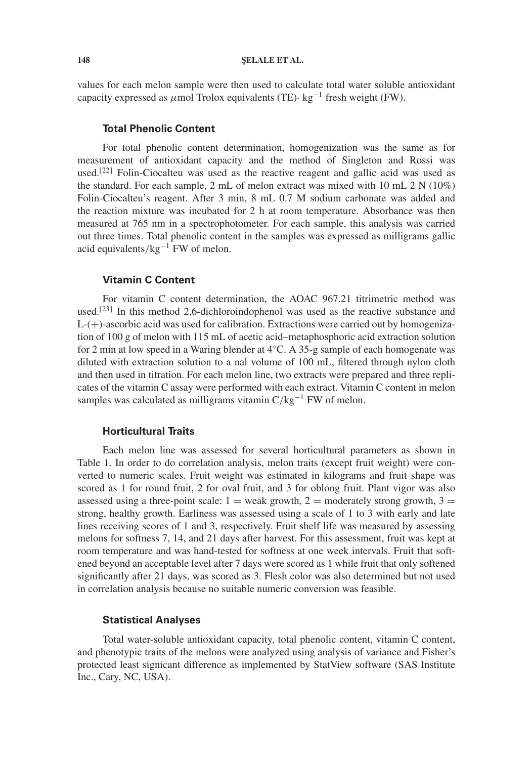values for each melon sample were then used to calculate total water soluble antioxidant capacity expressed as $\mu$mol Trolox equivalents (TE)$\cdot$ kg$^{-1}$ fresh weight (FW).

### Total Phenolic Content

For total phenolic content determination, homogenization was the same as for measurement of antioxidant capacity and the method of Singleton and Rossi was used.[22] Folin-Ciocalteu was used as the reactive reagent and gallic acid was used as the standard. For each sample, 2 mL of melon extract was mixed with 10 mL 2 N (10%) Folin-Ciocalteu's reagent. After 3 min, 8 mL 0.7 M sodium carbonate was added and the reaction mixture was incubated for 2 h at room temperature. Absorbance was then measured at 765 nm in a spectrophotometer. For each sample, this analysis was carried out three times. Total phenolic content in the samples was expressed as milligrams gallic acid equivalents/kg$^{-1}$ FW of melon.

### Vitamin C Content

For vitamin C content determination, the AOAC 967.21 titrimetric method was used.[23] In this method 2,6-dichloroindophenol was used as the reactive substance and L-(+)-ascorbic acid was used for calibration. Extractions were carried out by homogenization of 100 g of melon with 115 mL of acetic acid–metaphosphoric acid extraction solution for 2 min at low speed in a Waring blender at 4°C. A 35-g sample of each homogenate was diluted with extraction solution to a nal volume of 100 mL, filtered through nylon cloth and then used in titration. For each melon line, two extracts were prepared and three replicates of the vitamin C assay were performed with each extract. Vitamin C content in melon samples was calculated as milligrams vitamin C/kg$^{-1}$ FW of melon.

### Horticultural Traits

Each melon line was assessed for several horticultural parameters as shown in Table 1. In order to do correlation analysis, melon traits (except fruit weight) were converted to numeric scales. Fruit weight was estimated in kilograms and fruit shape was scored as 1 for round fruit, 2 for oval fruit, and 3 for oblong fruit. Plant vigor was also assessed using a three-point scale: 1 = weak growth, 2 = moderately strong growth, 3 = strong, healthy growth. Earliness was assessed using a scale of 1 to 3 with early and late lines receiving scores of 1 and 3, respectively. Fruit shelf life was measured by assessing melons for softness 7, 14, and 21 days after harvest. For this assessment, fruit was kept at room temperature and was hand-tested for softness at one week intervals. Fruit that softened beyond an acceptable level after 7 days were scored as 1 while fruit that only softened significantly after 21 days, was scored as 3. Flesh color was also determined but not used in correlation analysis because no suitable numeric conversion was feasible.

### Statistical Analyses

Total water-soluble antioxidant capacity, total phenolic content, vitamin C content, and phenotypic traits of the melons were analyzed using analysis of variance and Fisher's protected least signicant difference as implemented by StatView software (SAS Institute Inc., Cary, NC, USA).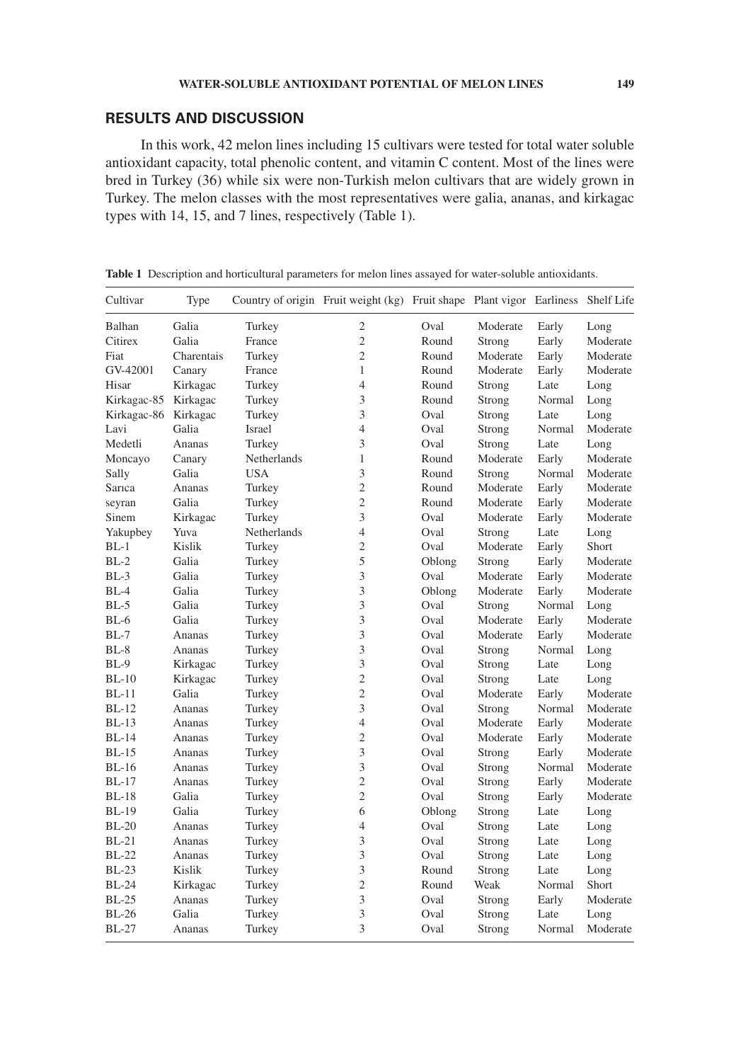## RESULTS AND DISCUSSION

In this work, 42 melon lines including 15 cultivars were tested for total water soluble antioxidant capacity, total phenolic content, and vitamin C content. Most of the lines were bred in Turkey (36) while six were non-Turkish melon cultivars that are widely grown in Turkey. The melon classes with the most representatives were galia, ananas, and kirkagac types with 14, 15, and 7 lines, respectively (Table 1).

**Table 1** Description and horticultural parameters for melon lines assayed for water-soluble antioxidants.

| Cultivar | Type | Country of origin | Fruit weight (kg) | Fruit shape | Plant vigor | Earliness | Shelf Life |
|---|---|---|---|---|---|---|---|
| Balhan | Galia | Turkey | 2 | Oval | Moderate | Early | Long |
| Citirex | Galia | France | 2 | Round | Strong | Early | Moderate |
| Fiat | Charentais | Turkey | 2 | Round | Moderate | Early | Moderate |
| GV-42001 | Canary | France | 1 | Round | Moderate | Early | Moderate |
| Hisar | Kirkagac | Turkey | 4 | Round | Strong | Late | Long |
| Kirkagac-85 | Kirkagac | Turkey | 3 | Round | Strong | Normal | Long |
| Kirkagac-86 | Kirkagac | Turkey | 3 | Oval | Strong | Late | Long |
| Lavi | Galia | Israel | 4 | Oval | Strong | Normal | Moderate |
| Medetli | Ananas | Turkey | 3 | Oval | Strong | Late | Long |
| Moncayo | Canary | Netherlands | 1 | Round | Moderate | Early | Moderate |
| Sally | Galia | USA | 3 | Round | Strong | Normal | Moderate |
| Sarıca | Ananas | Turkey | 2 | Round | Moderate | Early | Moderate |
| seyran | Galia | Turkey | 2 | Round | Moderate | Early | Moderate |
| Sinem | Kirkagac | Turkey | 3 | Oval | Moderate | Early | Moderate |
| Yakupbey | Yuva | Netherlands | 4 | Oval | Strong | Late | Long |
| BL-1 | Kislik | Turkey | 2 | Oval | Moderate | Early | Short |
| BL-2 | Galia | Turkey | 5 | Oblong | Strong | Early | Moderate |
| BL-3 | Galia | Turkey | 3 | Oval | Moderate | Early | Moderate |
| BL-4 | Galia | Turkey | 3 | Oblong | Moderate | Early | Moderate |
| BL-5 | Galia | Turkey | 3 | Oval | Strong | Normal | Long |
| BL-6 | Galia | Turkey | 3 | Oval | Moderate | Early | Moderate |
| BL-7 | Ananas | Turkey | 3 | Oval | Moderate | Early | Moderate |
| BL-8 | Ananas | Turkey | 3 | Oval | Strong | Normal | Long |
| BL-9 | Kirkagac | Turkey | 3 | Oval | Strong | Late | Long |
| BL-10 | Kirkagac | Turkey | 2 | Oval | Strong | Late | Long |
| BL-11 | Galia | Turkey | 2 | Oval | Moderate | Early | Moderate |
| BL-12 | Ananas | Turkey | 3 | Oval | Strong | Normal | Moderate |
| BL-13 | Ananas | Turkey | 4 | Oval | Moderate | Early | Moderate |
| BL-14 | Ananas | Turkey | 2 | Oval | Moderate | Early | Moderate |
| BL-15 | Ananas | Turkey | 3 | Oval | Strong | Early | Moderate |
| BL-16 | Ananas | Turkey | 3 | Oval | Strong | Normal | Moderate |
| BL-17 | Ananas | Turkey | 2 | Oval | Strong | Early | Moderate |
| BL-18 | Galia | Turkey | 2 | Oval | Strong | Early | Moderate |
| BL-19 | Galia | Turkey | 6 | Oblong | Strong | Late | Long |
| BL-20 | Ananas | Turkey | 4 | Oval | Strong | Late | Long |
| BL-21 | Ananas | Turkey | 3 | Oval | Strong | Late | Long |
| BL-22 | Ananas | Turkey | 3 | Oval | Strong | Late | Long |
| BL-23 | Kislik | Turkey | 3 | Round | Strong | Late | Long |
| BL-24 | Kirkagac | Turkey | 2 | Round | Weak | Normal | Short |
| BL-25 | Ananas | Turkey | 3 | Oval | Strong | Early | Moderate |
| BL-26 | Galia | Turkey | 3 | Oval | Strong | Late | Long |
| BL-27 | Ananas | Turkey | 3 | Oval | Strong | Normal | Moderate |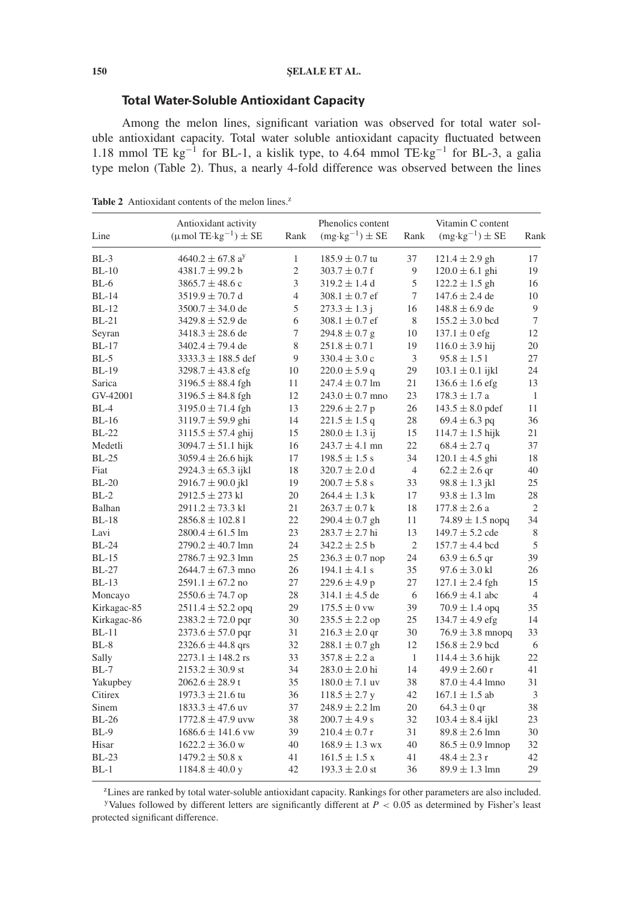## Total Water-Soluble Antioxidant Capacity

Among the melon lines, significant variation was observed for total water soluble antioxidant capacity. Total water soluble antioxidant capacity fluctuated between 1.18 mmol TE $\text{kg}^{-1}$ for BL-1, a kislik type, to 4.64 mmol TE·$\text{kg}^{-1}$ for BL-3, a galia type melon (Table 2). Thus, a nearly 4-fold difference was observed between the lines

**Table 2** Antioxidant contents of the melon lines.[z]

| Line | Antioxidant activity (μmol TE·$\text{kg}^{-1}$) ± SE | Rank | Phenolics content (mg·$\text{kg}^{-1}$) ± SE | Rank | Vitamin C content (mg·$\text{kg}^{-1}$) ± SE | Rank |
|---|---|---|---|---|---|---|
| BL-3 | 4640.2 ± 67.8 a[y] | 1 | 185.9 ± 0.7 tu | 37 | 121.4 ± 2.9 gh | 17 |
| BL-10 | 4381.7 ± 99.2 b | 2 | 303.7 ± 0.7 f | 9 | 120.0 ± 6.1 ghi | 19 |
| BL-6 | 3865.7 ± 48.6 c | 3 | 319.2 ± 1.4 d | 5 | 122.2 ± 1.5 gh | 16 |
| BL-14 | 3519.9 ± 70.7 d | 4 | 308.1 ± 0.7 ef | 7 | 147.6 ± 2.4 de | 10 |
| BL-12 | 3500.7 ± 34.0 de | 5 | 273.3 ± 1.3 j | 16 | 148.8 ± 6.9 de | 9 |
| BL-21 | 3429.8 ± 52.9 de | 6 | 308.1 ± 0.7 ef | 8 | 155.2 ± 3.0 bcd | 7 |
| Seyran | 3418.3 ± 28.6 de | 7 | 294.8 ± 0.7 g | 10 | 137.1 ± 0 efg | 12 |
| BL-17 | 3402.4 ± 79.4 de | 8 | 251.8 ± 0.7 l | 19 | 116.0 ± 3.9 hij | 20 |
| BL-5 | 3333.3 ± 188.5 def | 9 | 330.4 ± 3.0 c | 3 | 95.8 ± 1.5 l | 27 |
| BL-19 | 3298.7 ± 43.8 efg | 10 | 220.0 ± 5.9 q | 29 | 103.1 ± 0.1 ijkl | 24 |
| Sarica | 3196.5 ± 88.4 fgh | 11 | 247.4 ± 0.7 lm | 21 | 136.6 ± 1.6 efg | 13 |
| GV-42001 | 3196.5 ± 84.8 fgh | 12 | 243.0 ± 0.7 mno | 23 | 178.3 ± 1.7 a | 1 |
| BL-4 | 3195.0 ± 71.4 fgh | 13 | 229.6 ± 2.7 p | 26 | 143.5 ± 8.0 pdef | 11 |
| BL-16 | 3119.7 ± 59.9 ghi | 14 | 221.5 ± 1.5 q | 28 | 69.4 ± 6.3 pq | 36 |
| BL-22 | 3115.5 ± 57.4 ghij | 15 | 280.0 ± 1.3 ij | 15 | 114.7 ± 1.5 hijk | 21 |
| Medetli | 3094.7 ± 51.1 hijk | 16 | 243.7 ± 4.1 mn | 22 | 68.4 ± 2.7 q | 37 |
| BL-25 | 3059.4 ± 26.6 hijk | 17 | 198.5 ± 1.5 s | 34 | 120.1 ± 4.5 ghi | 18 |
| Fiat | 2924.3 ± 65.3 ijkl | 18 | 320.7 ± 2.0 d | 4 | 62.2 ± 2.6 qr | 40 |
| BL-20 | 2916.7 ± 90.0 jkl | 19 | 200.7 ± 5.8 s | 33 | 98.8 ± 1.3 jkl | 25 |
| BL-2 | 2912.5 ± 273 kl | 20 | 264.4 ± 1.3 k | 17 | 93.8 ± 1.3 lm | 28 |
| Balhan | 2911.2 ± 73.3 kl | 21 | 263.7 ± 0.7 k | 18 | 177.8 ± 2.6 a | 2 |
| BL-18 | 2856.8 ± 102.8 l | 22 | 290.4 ± 0.7 gh | 11 | 74.89 ± 1.5 nopq | 34 |
| Lavi | 2800.4 ± 61.5 lm | 23 | 283.7 ± 2.7 hi | 13 | 149.7 ± 5.2 cde | 8 |
| BL-24 | 2790.2 ± 40.7 lmn | 24 | 342.2 ± 2.5 b | 2 | 157.7 ± 4.4 bcd | 5 |
| BL-15 | 2786.7 ± 92.3 lmn | 25 | 236.3 ± 0.7 nop | 24 | 63.9 ± 6.5 qr | 39 |
| BL-27 | 2644.7 ± 67.3 mno | 26 | 194.1 ± 4.1 s | 35 | 97.6 ± 3.0 kl | 26 |
| BL-13 | 2591.1 ± 67.2 no | 27 | 229.6 ± 4.9 p | 27 | 127.1 ± 2.4 fgh | 15 |
| Moncayo | 2550.6 ± 74.7 op | 28 | 314.1 ± 4.5 de | 6 | 166.9 ± 4.1 abc | 4 |
| Kirkagac-85 | 2511.4 ± 52.2 opq | 29 | 175.5 ± 0 vw | 39 | 70.9 ± 1.4 opq | 35 |
| Kirkagac-86 | 2383.2 ± 72.0 pqr | 30 | 235.5 ± 2.2 op | 25 | 134.7 ± 4.9 efg | 14 |
| BL-11 | 2373.6 ± 57.0 pqr | 31 | 216.3 ± 2.0 qr | 30 | 76.9 ± 3.8 mnopq | 33 |
| BL-8 | 2326.6 ± 44.8 qrs | 32 | 288.1 ± 0.7 gh | 12 | 156.8 ± 2.9 bcd | 6 |
| Sally | 2273.1 ± 148.2 rs | 33 | 357.8 ± 2.2 a | 1 | 114.4 ± 3.6 hijk | 22 |
| BL-7 | 2153.2 ± 30.9 st | 34 | 283.0 ± 2.0 hi | 14 | 49.9 ± 2.60 r | 41 |
| Yakupbey | 2062.6 ± 28.9 t | 35 | 180.0 ± 7.1 uv | 38 | 87.0 ± 4.4 lmno | 31 |
| Citirex | 1973.3 ± 21.6 tu | 36 | 118.5 ± 2.7 y | 42 | 167.1 ± 1.5 ab | 3 |
| Sinem | 1833.3 ± 47.6 uv | 37 | 248.9 ± 2.2 lm | 20 | 64.3 ± 0 qr | 38 |
| BL-26 | 1772.8 ± 47.9 uvw | 38 | 200.7 ± 4.9 s | 32 | 103.4 ± 8.4 ijkl | 23 |
| BL-9 | 1686.6 ± 141.6 vw | 39 | 210.4 ± 0.7 r | 31 | 89.8 ± 2.6 lmn | 30 |
| Hisar | 1622.2 ± 36.0 w | 40 | 168.9 ± 1.3 wx | 40 | 86.5 ± 0.9 lmnop | 32 |
| BL-23 | 1479.2 ± 50.8 x | 41 | 161.5 ± 1.5 x | 41 | 48.4 ± 2.3 r | 42 |
| BL-1 | 1184.8 ± 40.0 y | 42 | 193.3 ± 2.0 st | 36 | 89.9 ± 1.3 lmn | 29 |

[z]Lines are ranked by total water-soluble antioxidant capacity. Rankings for other parameters are also included.

[y]Values followed by different letters are significantly different at $P < 0.05$ as determined by Fisher's least protected significant difference.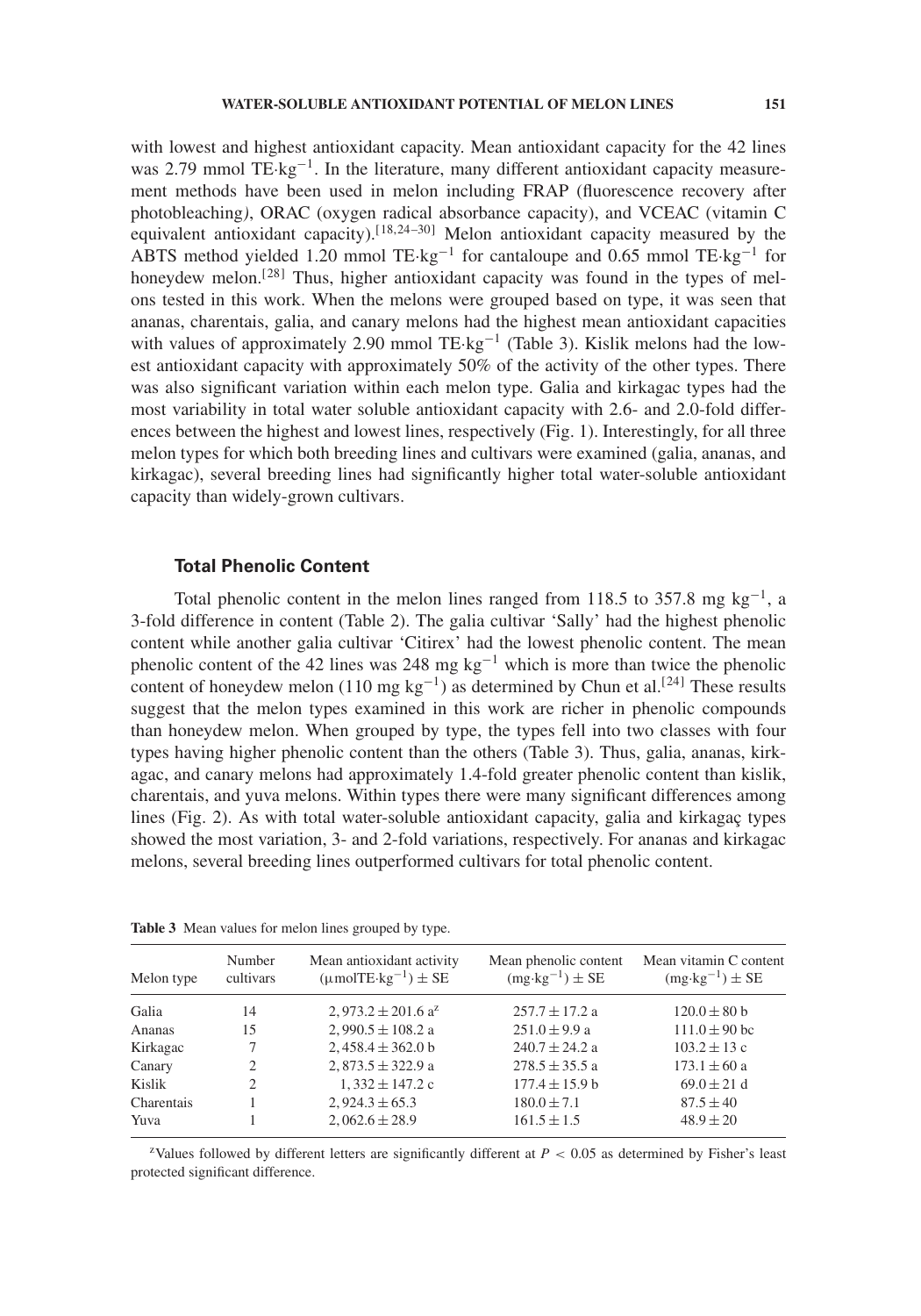with lowest and highest antioxidant capacity. Mean antioxidant capacity for the 42 lines was 2.79 mmol TE·kg$^{-1}$. In the literature, many different antioxidant capacity measurement methods have been used in melon including FRAP (fluorescence recovery after photobleaching), ORAC (oxygen radical absorbance capacity), and VCEAC (vitamin C equivalent antioxidant capacity).[18,24–30] Melon antioxidant capacity measured by the ABTS method yielded 1.20 mmol TE·kg$^{-1}$ for cantaloupe and 0.65 mmol TE·kg$^{-1}$ for honeydew melon.[28] Thus, higher antioxidant capacity was found in the types of melons tested in this work. When the melons were grouped based on type, it was seen that ananas, charentais, galia, and canary melons had the highest mean antioxidant capacities with values of approximately 2.90 mmol TE·kg$^{-1}$ (Table 3). Kislik melons had the lowest antioxidant capacity with approximately 50% of the activity of the other types. There was also significant variation within each melon type. Galia and kirkagac types had the most variability in total water soluble antioxidant capacity with 2.6- and 2.0-fold differences between the highest and lowest lines, respectively (Fig. 1). Interestingly, for all three melon types for which both breeding lines and cultivars were examined (galia, ananas, and kirkagac), several breeding lines had significantly higher total water-soluble antioxidant capacity than widely-grown cultivars.

### Total Phenolic Content

Total phenolic content in the melon lines ranged from 118.5 to 357.8 mg kg$^{-1}$, a 3-fold difference in content (Table 2). The galia cultivar 'Sally' had the highest phenolic content while another galia cultivar 'Citirex' had the lowest phenolic content. The mean phenolic content of the 42 lines was 248 mg kg$^{-1}$ which is more than twice the phenolic content of honeydew melon (110 mg kg$^{-1}$) as determined by Chun et al.[24] These results suggest that the melon types examined in this work are richer in phenolic compounds than honeydew melon. When grouped by type, the types fell into two classes with four types having higher phenolic content than the others (Table 3). Thus, galia, ananas, kirkagac, and canary melons had approximately 1.4-fold greater phenolic content than kislik, charentais, and yuva melons. Within types there were many significant differences among lines (Fig. 2). As with total water-soluble antioxidant capacity, galia and kirkagaç types showed the most variation, 3- and 2-fold variations, respectively. For ananas and kirkagac melons, several breeding lines outperformed cultivars for total phenolic content.

**Table 3** Mean values for melon lines grouped by type.

| Melon type | Number cultivars | Mean antioxidant activity (µmolTE·kg$^{-1}$) ± SE | Mean phenolic content (mg·kg$^{-1}$) ± SE | Mean vitamin C content (mg·kg$^{-1}$) ± SE |
|---|---|---|---|---|
| Galia | 14 | 2,973.2 ± 201.6 a[z] | 257.7 ± 17.2 a | 120.0 ± 80 b |
| Ananas | 15 | 2,990.5 ± 108.2 a | 251.0 ± 9.9 a | 111.0 ± 90 bc |
| Kirkagac | 7 | 2,458.4 ± 362.0 b | 240.7 ± 24.2 a | 103.2 ± 13 c |
| Canary | 2 | 2,873.5 ± 322.9 a | 278.5 ± 35.5 a | 173.1 ± 60 a |
| Kislik | 2 | 1,332 ± 147.2 c | 177.4 ± 15.9 b | 69.0 ± 21 d |
| Charentais | 1 | 2,924.3 ± 65.3 | 180.0 ± 7.1 | 87.5 ± 40 |
| Yuva | 1 | 2,062.6 ± 28.9 | 161.5 ± 1.5 | 48.9 ± 20 |

[z]Values followed by different letters are significantly different at $P < 0.05$ as determined by Fisher's least protected significant difference.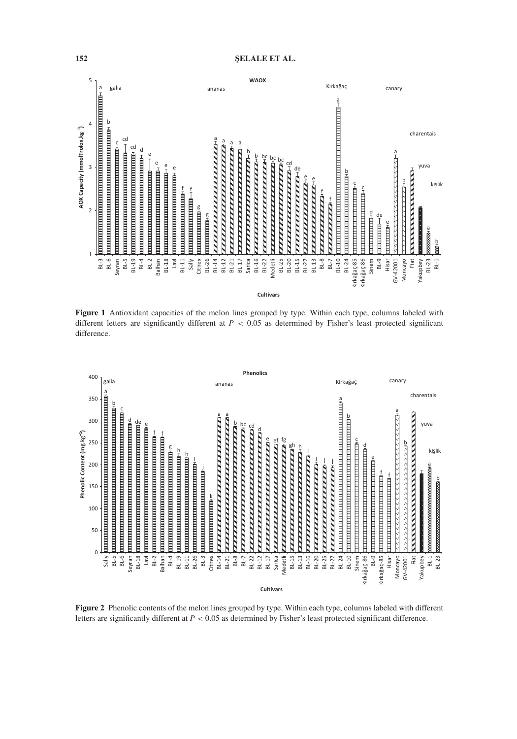**Figure 1** Antioxidant capacities of the melon lines grouped by type. Within each type, columns labeled with different letters are significantly different at $P < 0.05$ as determined by Fisher's least protected significant difference.

**Figure 2** Phenolic contents of the melon lines grouped by type. Within each type, columns labeled with different letters are significantly different at $P < 0.05$ as determined by Fisher's least protected significant difference.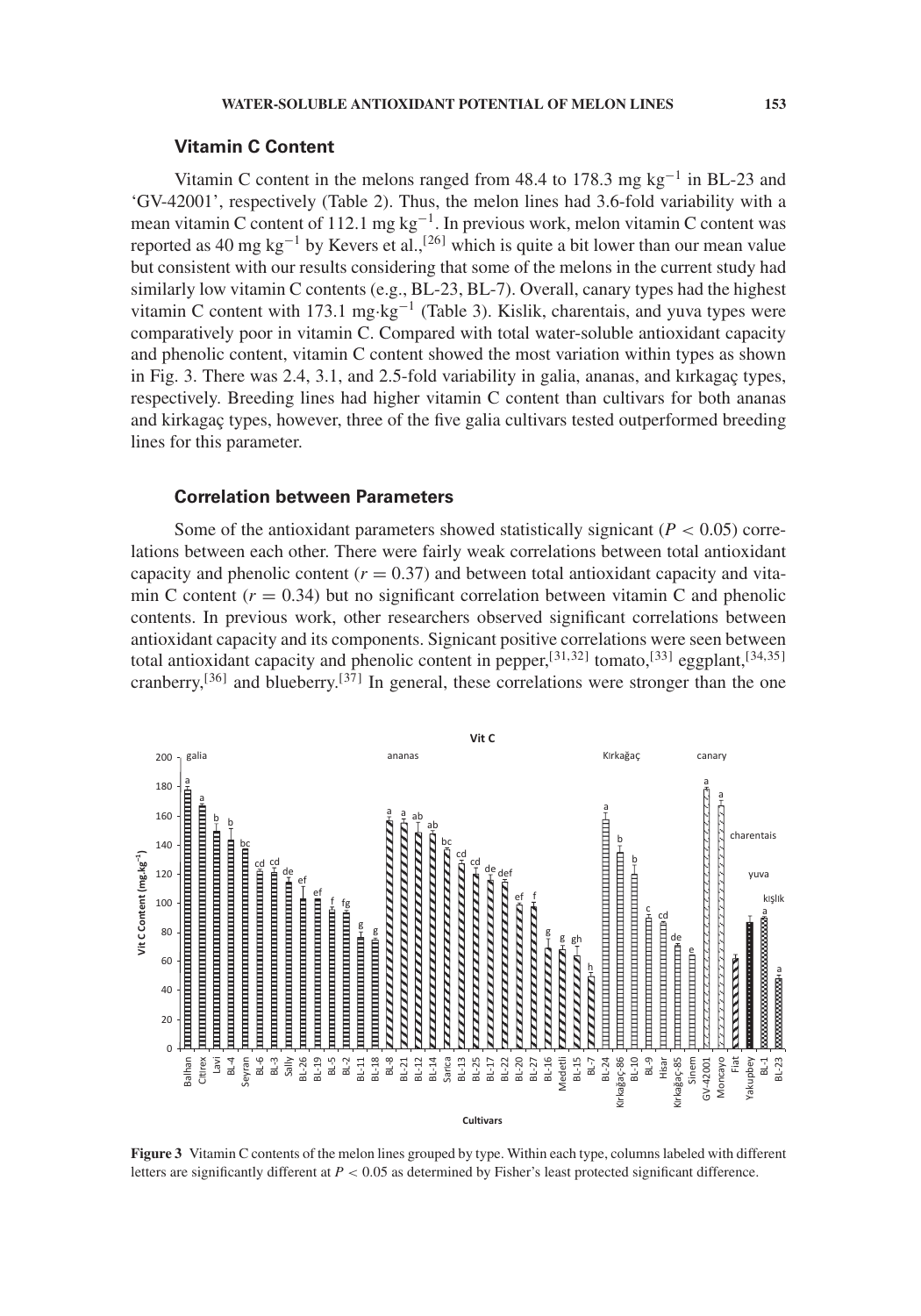### Vitamin C Content

Vitamin C content in the melons ranged from 48.4 to 178.3 mg kg$^{-1}$ in BL-23 and 'GV-42001', respectively (Table 2). Thus, the melon lines had 3.6-fold variability with a mean vitamin C content of 112.1 mg kg$^{-1}$. In previous work, melon vitamin C content was reported as 40 mg kg$^{-1}$ by Kevers et al.,[26] which is quite a bit lower than our mean value but consistent with our results considering that some of the melons in the current study had similarly low vitamin C contents (e.g., BL-23, BL-7). Overall, canary types had the highest vitamin C content with 173.1 mg·kg$^{-1}$ (Table 3). Kislik, charentais, and yuva types were comparatively poor in vitamin C. Compared with total water-soluble antioxidant capacity and phenolic content, vitamin C content showed the most variation within types as shown in Fig. 3. There was 2.4, 3.1, and 2.5-fold variability in galia, ananas, and kırkagaç types, respectively. Breeding lines had higher vitamin C content than cultivars for both ananas and kirkagaç types, however, three of the five galia cultivars tested outperformed breeding lines for this parameter.

### Correlation between Parameters

Some of the antioxidant parameters showed statistically signicant ($P < 0.05$) correlations between each other. There were fairly weak correlations between total antioxidant capacity and phenolic content ($r = 0.37$) and between total antioxidant capacity and vitamin C content ($r = 0.34$) but no significant correlation between vitamin C and phenolic contents. In previous work, other researchers observed significant correlations between antioxidant capacity and its components. Signicant positive correlations were seen between total antioxidant capacity and phenolic content in pepper,[31,32] tomato,[33] eggplant,[34,35] cranberry,[36] and blueberry.[37] In general, these correlations were stronger than the one

**Figure 3** Vitamin C contents of the melon lines grouped by type. Within each type, columns labeled with different letters are significantly different at $P < 0.05$ as determined by Fisher's least protected significant difference.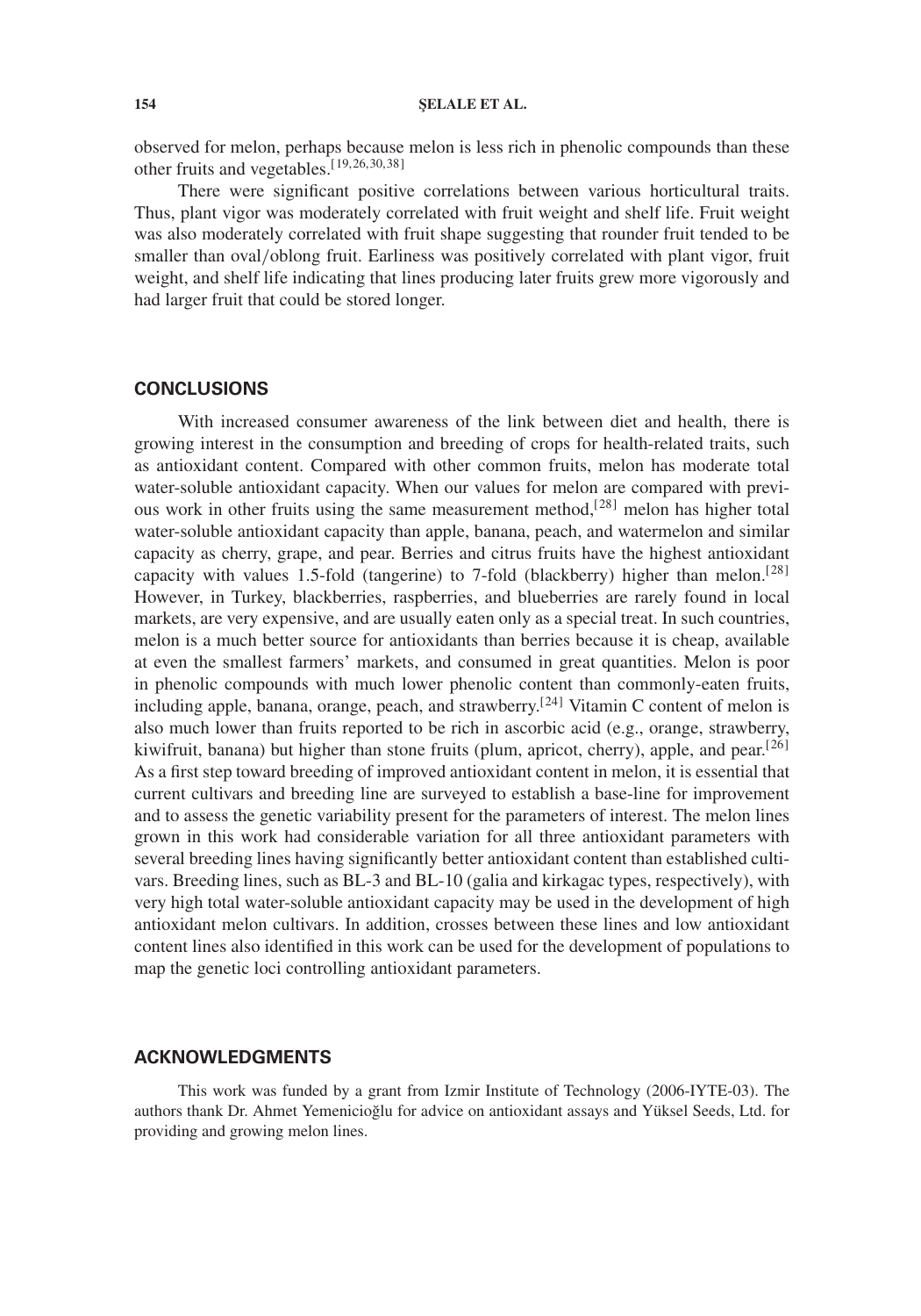observed for melon, perhaps because melon is less rich in phenolic compounds than these other fruits and vegetables.[19,26,30,38]

There were significant positive correlations between various horticultural traits. Thus, plant vigor was moderately correlated with fruit weight and shelf life. Fruit weight was also moderately correlated with fruit shape suggesting that rounder fruit tended to be smaller than oval/oblong fruit. Earliness was positively correlated with plant vigor, fruit weight, and shelf life indicating that lines producing later fruits grew more vigorously and had larger fruit that could be stored longer.

## CONCLUSIONS

With increased consumer awareness of the link between diet and health, there is growing interest in the consumption and breeding of crops for health-related traits, such as antioxidant content. Compared with other common fruits, melon has moderate total water-soluble antioxidant capacity. When our values for melon are compared with previous work in other fruits using the same measurement method,[28] melon has higher total water-soluble antioxidant capacity than apple, banana, peach, and watermelon and similar capacity as cherry, grape, and pear. Berries and citrus fruits have the highest antioxidant capacity with values 1.5-fold (tangerine) to 7-fold (blackberry) higher than melon.[28] However, in Turkey, blackberries, raspberries, and blueberries are rarely found in local markets, are very expensive, and are usually eaten only as a special treat. In such countries, melon is a much better source for antioxidants than berries because it is cheap, available at even the smallest farmers' markets, and consumed in great quantities. Melon is poor in phenolic compounds with much lower phenolic content than commonly-eaten fruits, including apple, banana, orange, peach, and strawberry.[24] Vitamin C content of melon is also much lower than fruits reported to be rich in ascorbic acid (e.g., orange, strawberry, kiwifruit, banana) but higher than stone fruits (plum, apricot, cherry), apple, and pear.[26] As a first step toward breeding of improved antioxidant content in melon, it is essential that current cultivars and breeding line are surveyed to establish a base-line for improvement and to assess the genetic variability present for the parameters of interest. The melon lines grown in this work had considerable variation for all three antioxidant parameters with several breeding lines having significantly better antioxidant content than established cultivars. Breeding lines, such as BL-3 and BL-10 (galia and kirkagac types, respectively), with very high total water-soluble antioxidant capacity may be used in the development of high antioxidant melon cultivars. In addition, crosses between these lines and low antioxidant content lines also identified in this work can be used for the development of populations to map the genetic loci controlling antioxidant parameters.

## ACKNOWLEDGMENTS

This work was funded by a grant from Izmir Institute of Technology (2006-IYTE-03). The authors thank Dr. Ahmet Yemenicioğlu for advice on antioxidant assays and Yüksel Seeds, Ltd. for providing and growing melon lines.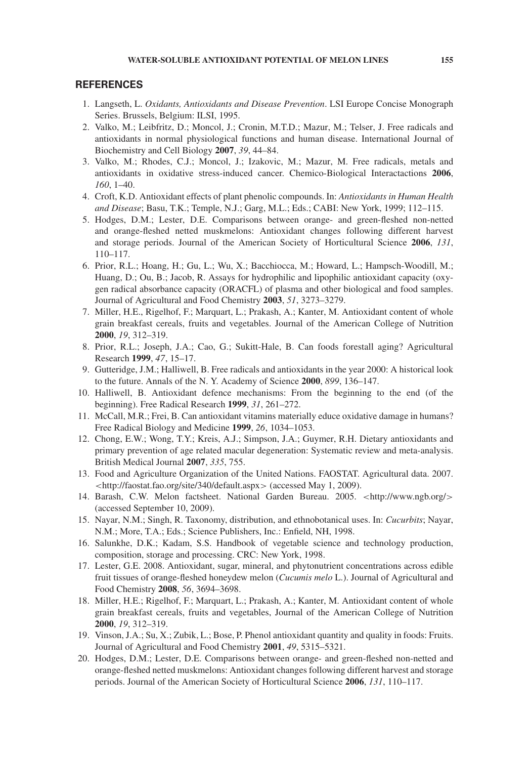## REFERENCES

1. Langseth, L. *Oxidants, Antioxidants and Disease Prevention*. LSI Europe Concise Monograph Series. Brussels, Belgium: ILSI, 1995.
2. Valko, M.; Leibfritz, D.; Moncol, J.; Cronin, M.T.D.; Mazur, M.; Telser, J. Free radicals and antioxidants in normal physiological functions and human disease. International Journal of Biochemistry and Cell Biology **2007**, *39*, 44–84.
3. Valko, M.; Rhodes, C.J.; Moncol, J.; Izakovic, M.; Mazur, M. Free radicals, metals and antioxidants in oxidative stress-induced cancer. Chemico-Biological Interactactions **2006**, *160*, 1–40.
4. Croft, K.D. Antioxidant effects of plant phenolic compounds. In: *Antioxidants in Human Health and Disease*; Basu, T.K.; Temple, N.J.; Garg, M.L.; Eds.; CABI: New York, 1999; 112–115.
5. Hodges, D.M.; Lester, D.E. Comparisons between orange- and green-fleshed non-netted and orange-fleshed netted muskmelons: Antioxidant changes following different harvest and storage periods. Journal of the American Society of Horticultural Science **2006**, *131*, 110–117.
6. Prior, R.L.; Hoang, H.; Gu, L.; Wu, X.; Bacchiocca, M.; Howard, L.; Hampsch-Woodill, M.; Huang, D.; Ou, B.; Jacob, R. Assays for hydrophilic and lipophilic antioxidant capacity (oxygen radical absorbance capacity (ORACFL) of plasma and other biological and food samples. Journal of Agricultural and Food Chemistry **2003**, *51*, 3273–3279.
7. Miller, H.E., Rigelhof, F.; Marquart, L.; Prakash, A.; Kanter, M. Antioxidant content of whole grain breakfast cereals, fruits and vegetables. Journal of the American College of Nutrition **2000**, *19*, 312–319.
8. Prior, R.L.; Joseph, J.A.; Cao, G.; Sukitt-Hale, B. Can foods forestall aging? Agricultural Research **1999**, *47*, 15–17.
9. Gutteridge, J.M.; Halliwell, B. Free radicals and antioxidants in the year 2000: A historical look to the future. Annals of the N. Y. Academy of Science **2000**, *899*, 136–147.
10. Halliwell, B. Antioxidant defence mechanisms: From the beginning to the end (of the beginning). Free Radical Research **1999**, *31*, 261–272.
11. McCall, M.R.; Frei, B. Can antioxidant vitamins materially educe oxidative damage in humans? Free Radical Biology and Medicine **1999**, *26*, 1034–1053.
12. Chong, E.W.; Wong, T.Y.; Kreis, A.J.; Simpson, J.A.; Guymer, R.H. Dietary antioxidants and primary prevention of age related macular degeneration: Systematic review and meta-analysis. British Medical Journal **2007**, *335*, 755.
13. Food and Agriculture Organization of the United Nations. FAOSTAT. Agricultural data. 2007. <http://faostat.fao.org/site/340/default.aspx> (accessed May 1, 2009).
14. Barash, C.W. Melon factsheet. National Garden Bureau. 2005. <http://www.ngb.org/> (accessed September 10, 2009).
15. Nayar, N.M.; Singh, R. Taxonomy, distribution, and ethnobotanical uses. In: *Cucurbits*; Nayar, N.M.; More, T.A.; Eds.; Science Publishers, Inc.: Enfield, NH, 1998.
16. Salunkhe, D.K.; Kadam, S.S. Handbook of vegetable science and technology production, composition, storage and processing. CRC: New York, 1998.
17. Lester, G.E. 2008. Antioxidant, sugar, mineral, and phytonutrient concentrations across edible fruit tissues of orange-fleshed honeydew melon (*Cucumis melo* L.). Journal of Agricultural and Food Chemistry **2008**, *56*, 3694–3698.
18. Miller, H.E.; Rigelhof, F.; Marquart, L.; Prakash, A.; Kanter, M. Antioxidant content of whole grain breakfast cereals, fruits and vegetables, Journal of the American College of Nutrition **2000**, *19*, 312–319.
19. Vinson, J.A.; Su, X.; Zubik, L.; Bose, P. Phenol antioxidant quantity and quality in foods: Fruits. Journal of Agricultural and Food Chemistry **2001**, *49*, 5315–5321.
20. Hodges, D.M.; Lester, D.E. Comparisons between orange- and green-fleshed non-netted and orange-fleshed netted muskmelons: Antioxidant changes following different harvest and storage periods. Journal of the American Society of Horticultural Science **2006**, *131*, 110–117.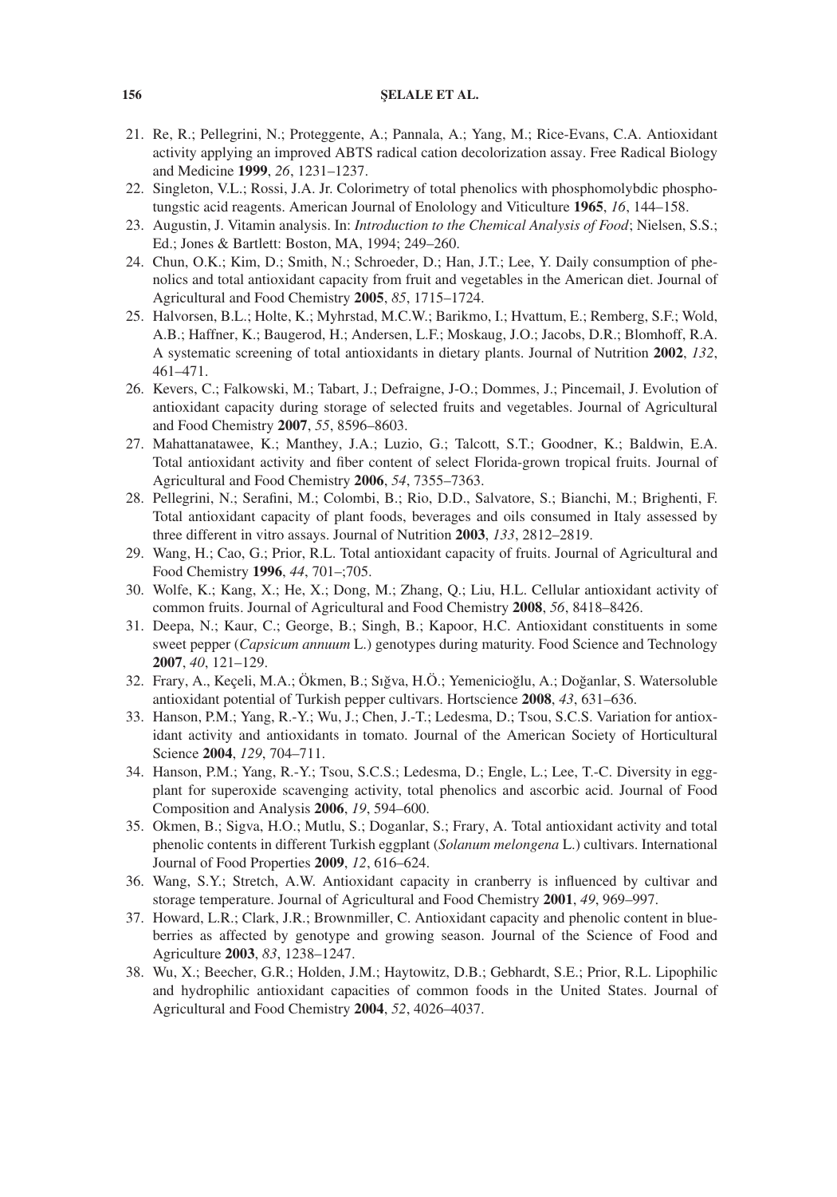21. Re, R.; Pellegrini, N.; Proteggente, A.; Pannala, A.; Yang, M.; Rice-Evans, C.A. Antioxidant activity applying an improved ABTS radical cation decolorization assay. Free Radical Biology and Medicine **1999**, *26*, 1231–1237.
22. Singleton, V.L.; Rossi, J.A. Jr. Colorimetry of total phenolics with phosphomolybdic phosphotungstic acid reagents. American Journal of Enolology and Viticulture **1965**, *16*, 144–158.
23. Augustin, J. Vitamin analysis. In: *Introduction to the Chemical Analysis of Food*; Nielsen, S.S.; Ed.; Jones & Bartlett: Boston, MA, 1994; 249–260.
24. Chun, O.K.; Kim, D.; Smith, N.; Schroeder, D.; Han, J.T.; Lee, Y. Daily consumption of phenolics and total antioxidant capacity from fruit and vegetables in the American diet. Journal of Agricultural and Food Chemistry **2005**, *85*, 1715–1724.
25. Halvorsen, B.L.; Holte, K.; Myhrstad, M.C.W.; Barikmo, I.; Hvattum, E.; Remberg, S.F.; Wold, A.B.; Haffner, K.; Baugerod, H.; Andersen, L.F.; Moskaug, J.O.; Jacobs, D.R.; Blomhoff, R.A. A systematic screening of total antioxidants in dietary plants. Journal of Nutrition **2002**, *132*, 461–471.
26. Kevers, C.; Falkowski, M.; Tabart, J.; Defraigne, J-O.; Dommes, J.; Pincemail, J. Evolution of antioxidant capacity during storage of selected fruits and vegetables. Journal of Agricultural and Food Chemistry **2007**, *55*, 8596–8603.
27. Mahattanatawee, K.; Manthey, J.A.; Luzio, G.; Talcott, S.T.; Goodner, K.; Baldwin, E.A. Total antioxidant activity and fiber content of select Florida-grown tropical fruits. Journal of Agricultural and Food Chemistry **2006**, *54*, 7355–7363.
28. Pellegrini, N.; Serafini, M.; Colombi, B.; Rio, D.D., Salvatore, S.; Bianchi, M.; Brighenti, F. Total antioxidant capacity of plant foods, beverages and oils consumed in Italy assessed by three different in vitro assays. Journal of Nutrition **2003**, *133*, 2812–2819.
29. Wang, H.; Cao, G.; Prior, R.L. Total antioxidant capacity of fruits. Journal of Agricultural and Food Chemistry **1996**, *44*, 701–;705.
30. Wolfe, K.; Kang, X.; He, X.; Dong, M.; Zhang, Q.; Liu, H.L. Cellular antioxidant activity of common fruits. Journal of Agricultural and Food Chemistry **2008**, *56*, 8418–8426.
31. Deepa, N.; Kaur, C.; George, B.; Singh, B.; Kapoor, H.C. Antioxidant constituents in some sweet pepper (*Capsicum annuum* L.) genotypes during maturity. Food Science and Technology **2007**, *40*, 121–129.
32. Frary, A., Keçeli, M.A.; Ökmen, B.; Sığva, H.Ö.; Yemenicioğlu, A.; Doğanlar, S. Watersoluble antioxidant potential of Turkish pepper cultivars. Hortscience **2008**, *43*, 631–636.
33. Hanson, P.M.; Yang, R.-Y.; Wu, J.; Chen, J.-T.; Ledesma, D.; Tsou, S.C.S. Variation for antioxidant activity and antioxidants in tomato. Journal of the American Society of Horticultural Science **2004**, *129*, 704–711.
34. Hanson, P.M.; Yang, R.-Y.; Tsou, S.C.S.; Ledesma, D.; Engle, L.; Lee, T.-C. Diversity in eggplant for superoxide scavenging activity, total phenolics and ascorbic acid. Journal of Food Composition and Analysis **2006**, *19*, 594–600.
35. Okmen, B.; Sigva, H.O.; Mutlu, S.; Doganlar, S.; Frary, A. Total antioxidant activity and total phenolic contents in different Turkish eggplant (*Solanum melongena* L.) cultivars. International Journal of Food Properties **2009**, *12*, 616–624.
36. Wang, S.Y.; Stretch, A.W. Antioxidant capacity in cranberry is influenced by cultivar and storage temperature. Journal of Agricultural and Food Chemistry **2001**, *49*, 969–997.
37. Howard, L.R.; Clark, J.R.; Brownmiller, C. Antioxidant capacity and phenolic content in blueberries as affected by genotype and growing season. Journal of the Science of Food and Agriculture **2003**, *83*, 1238–1247.
38. Wu, X.; Beecher, G.R.; Holden, J.M.; Haytowitz, D.B.; Gebhardt, S.E.; Prior, R.L. Lipophilic and hydrophilic antioxidant capacities of common foods in the United States. Journal of Agricultural and Food Chemistry **2004**, *52*, 4026–4037.